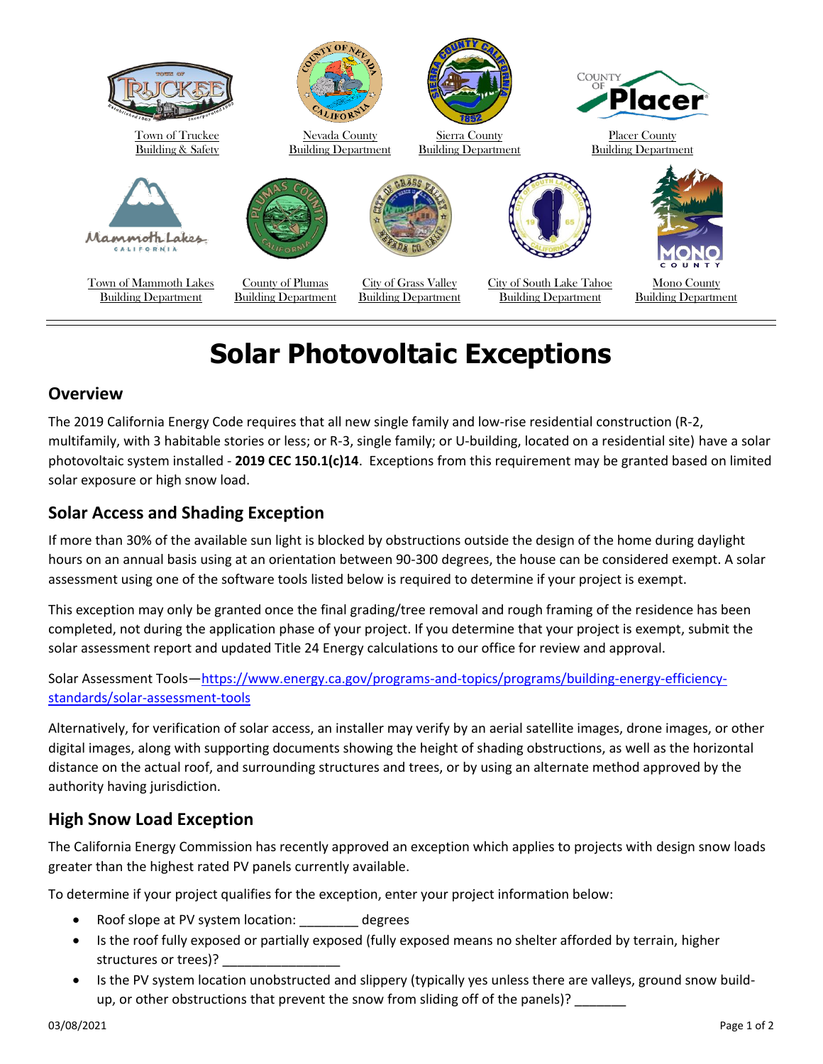Town of Truckee Building & Safety

Nevada County Building Department

Sierra County Building Department

Placer County Building Department

Town of Mammoth Lakes Building Department

County of Plumas Building Department

City of Grass Valley Building Department

City of South Lake Tahoe Building Department

Mono County Building Department

# Solar Photovoltaic Exceptions

## Overview

The 2019 California Energy Code requires that all new single family and low-rise residential construction (R-2, multifamily, with 3 habitable stories or less; or R-3, single family; or U-building, located on a residential site) have a solar photovoltaic system installed - **2019 CEC 150.1(c)14**. Exceptions from this requirement may be granted based on limited solar exposure or high snow load.

## Solar Access and Shading Exception

If more than 30% of the available sun light is blocked by obstructions outside the design of the home during daylight hours on an annual basis using at an orientation between 90-300 degrees, the house can be considered exempt. A solar assessment using one of the software tools listed below is required to determine if your project is exempt.

This exception may only be granted once the final grading/tree removal and rough framing of the residence has been completed, not during the application phase of your project. If you determine that your project is exempt, submit the solar assessment report and updated Title 24 Energy calculations to our office for review and approval.

Solar Assessment Tools—https://www.energy.ca.gov/programs-and-topics/programs/building-energy-efficiency-standards/solar-assessment-tools

Alternatively, for verification of solar access, an installer may verify by an aerial satellite images, drone images, or other digital images, along with supporting documents showing the height of shading obstructions, as well as the horizontal distance on the actual roof, and surrounding structures and trees, or by using an alternate method approved by the authority having jurisdiction.

## High Snow Load Exception

The California Energy Commission has recently approved an exception which applies to projects with design snow loads greater than the highest rated PV panels currently available.

To determine if your project qualifies for the exception, enter your project information below:

- Roof slope at PV system location: ________ degrees
- Is the roof fully exposed or partially exposed (fully exposed means no shelter afforded by terrain, higher structures or trees)? ________________
- Is the PV system location unobstructed and slippery (typically yes unless there are valleys, ground snow build-up, or other obstructions that prevent the snow from sliding off of the panels)? _______

03/08/2021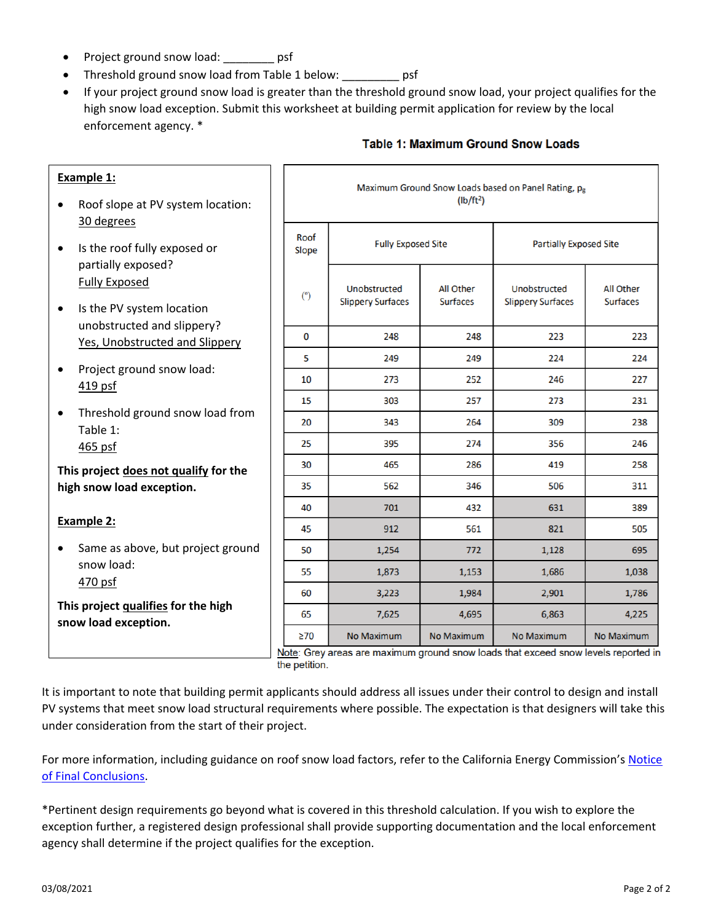- Project ground snow load: ________ psf
- Threshold ground snow load from Table 1 below: _________ psf
- If your project ground snow load is greater than the threshold ground snow load, your project qualifies for the high snow load exception. Submit this worksheet at building permit application for review by the local enforcement agency. *

**Example 1:**

- Roof slope at PV system location: 30 degrees
- Is the roof fully exposed or partially exposed? Fully Exposed
- Is the PV system location unobstructed and slippery? Yes, Unobstructed and Slippery
- Project ground snow load: 419 psf
- Threshold ground snow load from Table 1: 465 psf

**This project does not qualify for the high snow load exception.**

**Example 2:**

- Same as above, but project ground snow load: 470 psf

**This project qualifies for the high snow load exception.**

**Table 1: Maximum Ground Snow Loads**

| Roof Slope | Maximum Ground Snow Loads based on Panel Rating, $p_g$ (lb/ft$^2$) | | | |
|---|---|---|---|---|
| | Fully Exposed Site | | Partially Exposed Site | |
| (°) | Unobstructed Slippery Surfaces | All Other Surfaces | Unobstructed Slippery Surfaces | All Other Surfaces |
| 0 | 248 | 248 | 223 | 223 |
| 5 | 249 | 249 | 224 | 224 |
| 10 | 273 | 252 | 246 | 227 |
| 15 | 303 | 257 | 273 | 231 |
| 20 | 343 | 264 | 309 | 238 |
| 25 | 395 | 274 | 356 | 246 |
| 30 | 465 | 286 | 419 | 258 |
| 35 | 562 | 346 | 506 | 311 |
| 40 | 701 | 432 | 631 | 389 |
| 45 | 912 | 561 | 821 | 505 |
| 50 | 1,254 | 772 | 1,128 | 695 |
| 55 | 1,873 | 1,153 | 1,686 | 1,038 |
| 60 | 3,223 | 1,984 | 2,901 | 1,786 |
| 65 | 7,625 | 4,695 | 6,863 | 4,225 |
| ≥70 | No Maximum | No Maximum | No Maximum | No Maximum |

Note: Grey areas are maximum ground snow loads that exceed snow levels reported in the petition.

It is important to note that building permit applicants should address all issues under their control to design and install PV systems that meet snow load structural requirements where possible. The expectation is that designers will take this under consideration from the start of their project.

For more information, including guidance on roof snow load factors, refer to the California Energy Commission's Notice of Final Conclusions.

*Pertinent design requirements go beyond what is covered in this threshold calculation. If you wish to explore the exception further, a registered design professional shall provide supporting documentation and the local enforcement agency shall determine if the project qualifies for the exception.

03/08/2021